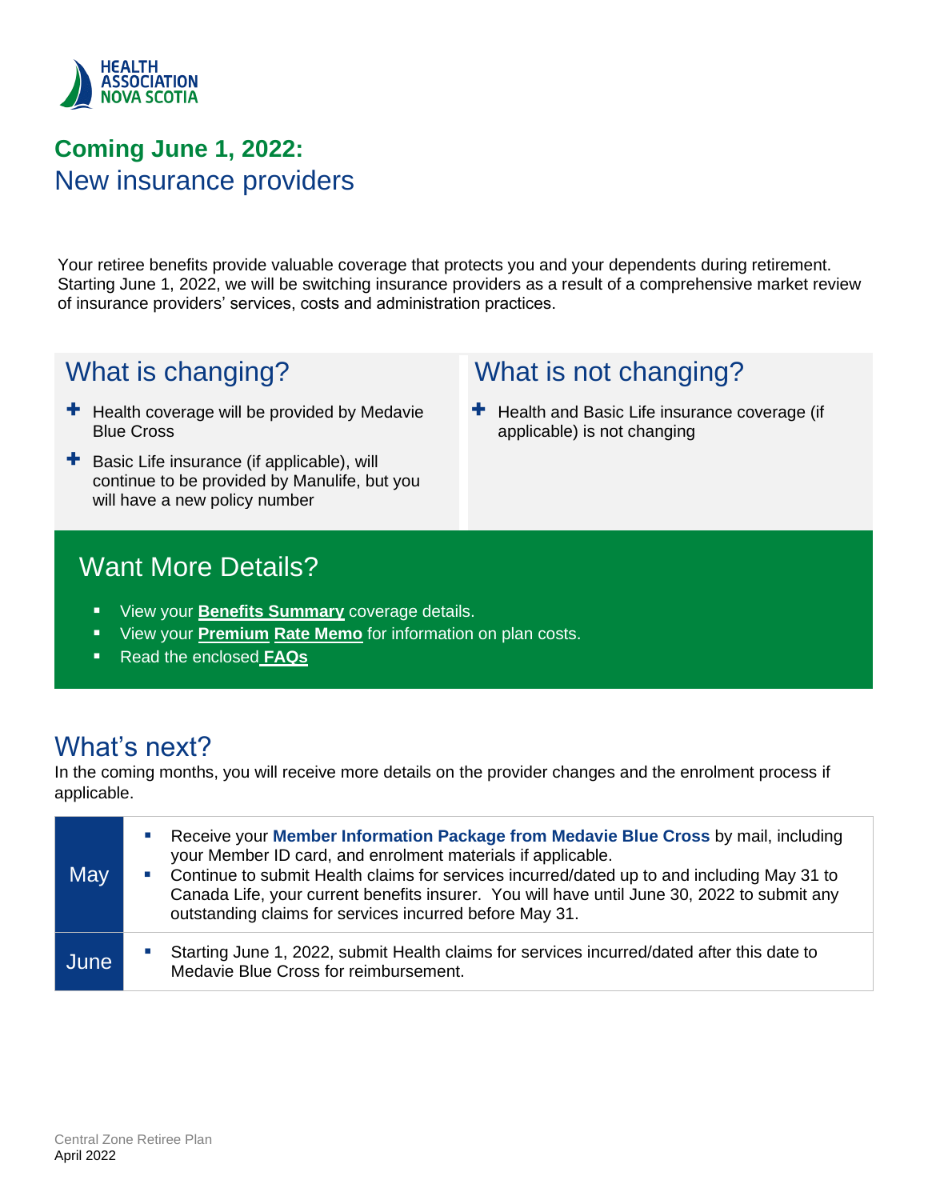HEALTH ASSOCIATION NOVA SCOTIA

# Coming June 1, 2022:
## New insurance providers

Your retiree benefits provide valuable coverage that protects you and your dependents during retirement. Starting June 1, 2022, we will be switching insurance providers as a result of a comprehensive market review of insurance providers' services, costs and administration practices.

## What is changing?

- Health coverage will be provided by Medavie Blue Cross
- Basic Life insurance (if applicable), will continue to be provided by Manulife, but you will have a new policy number

## What is not changing?

- Health and Basic Life insurance coverage (if applicable) is not changing

## Want More Details?

- View your **Benefits Summary** coverage details.
- View your **Premium Rate Memo** for information on plan costs.
- Read the enclosed **FAQs**

## What's next?

In the coming months, you will receive more details on the provider changes and the enrolment process if applicable.

| Month | Details |
|---|---|
| May | • Receive your **Member Information Package from Medavie Blue Cross** by mail, including your Member ID card, and enrolment materials if applicable.<br>• Continue to submit Health claims for services incurred/dated up to and including May 31 to Canada Life, your current benefits insurer. You will have until June 30, 2022 to submit any outstanding claims for services incurred before May 31. |
| June | • Starting June 1, 2022, submit Health claims for services incurred/dated after this date to Medavie Blue Cross for reimbursement. |

Central Zone Retiree Plan
April 2022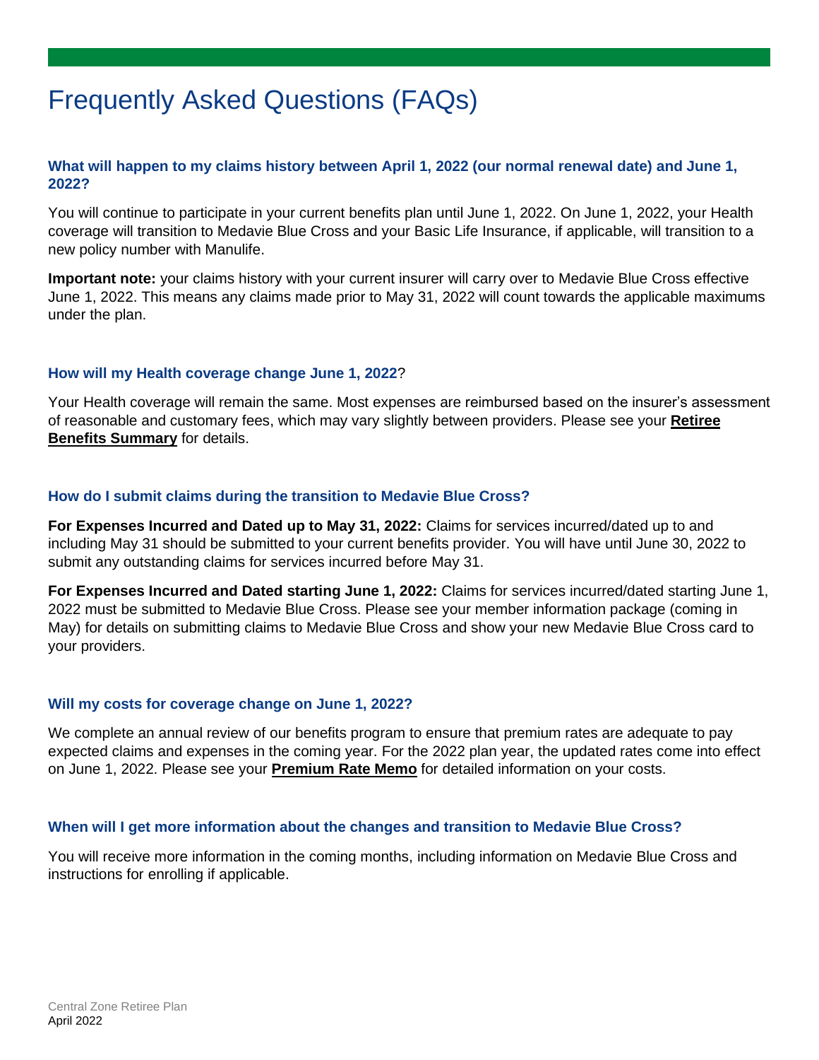# Frequently Asked Questions (FAQs)

### What will happen to my claims history between April 1, 2022 (our normal renewal date) and June 1, 2022?

You will continue to participate in your current benefits plan until June 1, 2022. On June 1, 2022, your Health coverage will transition to Medavie Blue Cross and your Basic Life Insurance, if applicable, will transition to a new policy number with Manulife.

**Important note:** your claims history with your current insurer will carry over to Medavie Blue Cross effective June 1, 2022. This means any claims made prior to May 31, 2022 will count towards the applicable maximums under the plan.

### How will my Health coverage change June 1, 2022?

Your Health coverage will remain the same. Most expenses are reimbursed based on the insurer's assessment of reasonable and customary fees, which may vary slightly between providers. Please see your **Retiree Benefits Summary** for details.

### How do I submit claims during the transition to Medavie Blue Cross?

**For Expenses Incurred and Dated up to May 31, 2022:** Claims for services incurred/dated up to and including May 31 should be submitted to your current benefits provider. You will have until June 30, 2022 to submit any outstanding claims for services incurred before May 31.

**For Expenses Incurred and Dated starting June 1, 2022:** Claims for services incurred/dated starting June 1, 2022 must be submitted to Medavie Blue Cross. Please see your member information package (coming in May) for details on submitting claims to Medavie Blue Cross and show your new Medavie Blue Cross card to your providers.

### Will my costs for coverage change on June 1, 2022?

We complete an annual review of our benefits program to ensure that premium rates are adequate to pay expected claims and expenses in the coming year. For the 2022 plan year, the updated rates come into effect on June 1, 2022. Please see your **Premium Rate Memo** for detailed information on your costs.

### When will I get more information about the changes and transition to Medavie Blue Cross?

You will receive more information in the coming months, including information on Medavie Blue Cross and instructions for enrolling if applicable.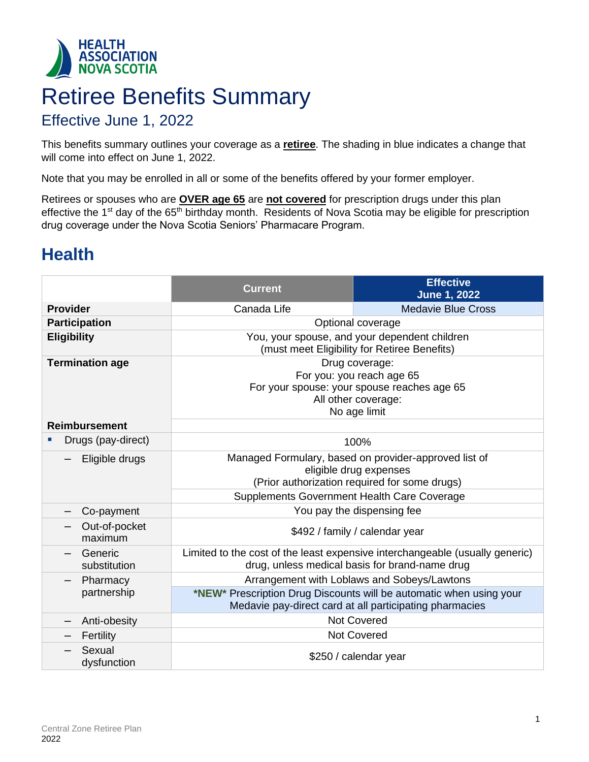HEALTH ASSOCIATION NOVA SCOTIA

# Retiree Benefits Summary

## Effective June 1, 2022

This benefits summary outlines your coverage as a **retiree**. The shading in blue indicates a change that will come into effect on June 1, 2022.

Note that you may be enrolled in all or some of the benefits offered by your former employer.

Retirees or spouses who are **OVER age 65** are **not covered** for prescription drugs under this plan effective the 1st day of the 65th birthday month. Residents of Nova Scotia may be eligible for prescription drug coverage under the Nova Scotia Seniors' Pharmacare Program.

## Health

| | Current | Effective June 1, 2022 |
|---|---|---|
| **Provider** | Canada Life | Medavie Blue Cross |
| **Participation** | Optional coverage | |
| **Eligibility** | You, your spouse, and your dependent children (must meet Eligibility for Retiree Benefits) | |
| **Termination age** | Drug coverage: For you: you reach age 65 For your spouse: your spouse reaches age 65 All other coverage: No age limit | |
| **Reimbursement** | | |
| ▪ Drugs (pay-direct) | 100% | |
| – Eligible drugs | Managed Formulary, based on provider-approved list of eligible drug expenses (Prior authorization required for some drugs) | |
| | Supplements Government Health Care Coverage | |
| – Co-payment | You pay the dispensing fee | |
| – Out-of-pocket maximum | $492 / family / calendar year | |
| – Generic substitution | Limited to the cost of the least expensive interchangeable (usually generic) drug, unless medical basis for brand-name drug | |
| – Pharmacy partnership | Arrangement with Loblaws and Sobeys/Lawtons | |
| | ***NEW*** Prescription Drug Discounts will be automatic when using your Medavie pay-direct card at all participating pharmacies | |
| – Anti-obesity | Not Covered | |
| – Fertility | Not Covered | |
| – Sexual dysfunction | $250 / calendar year | |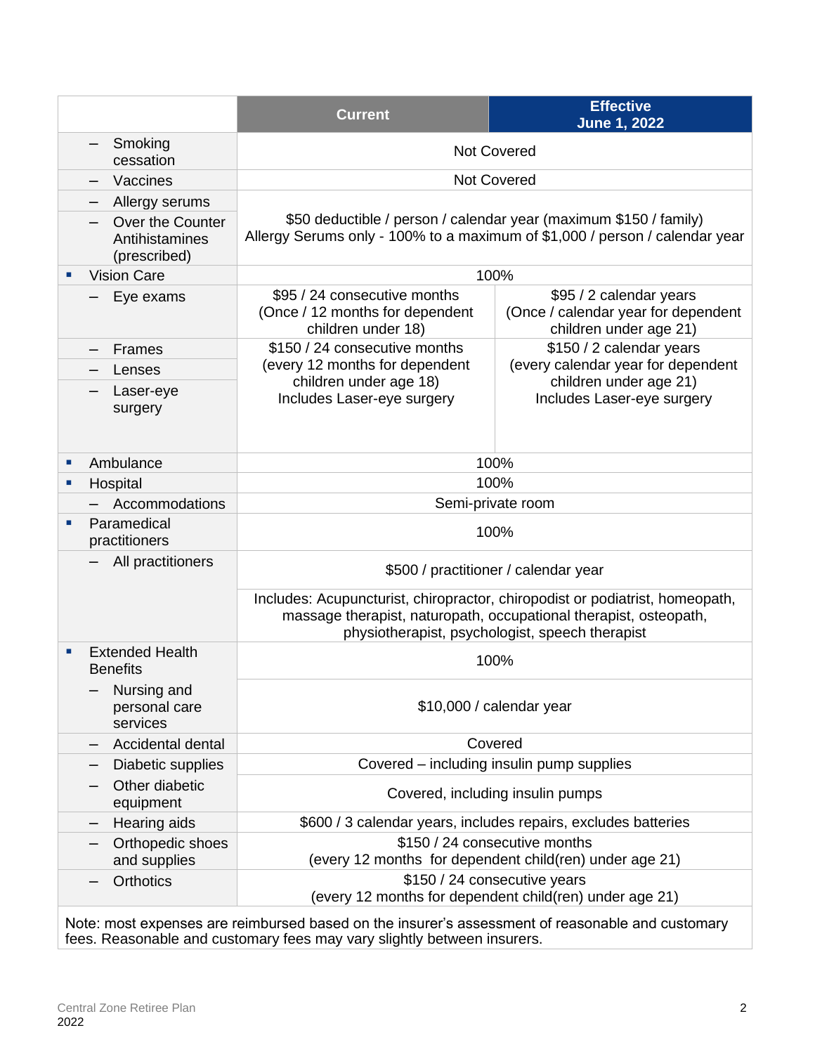| | Current | Effective June 1, 2022 |
|---|---|---|
| – Smoking cessation | Not Covered | |
| – Vaccines | Not Covered | |
| – Allergy serums<br>– Over the Counter Antihistamines (prescribed) | $50 deductible / person / calendar year (maximum $150 / family)<br>Allergy Serums only - 100% to a maximum of $1,000 / person / calendar year | |
| ▪ Vision Care | 100% | |
| – Eye exams | $95 / 24 consecutive months (Once / 12 months for dependent children under 18) | $95 / 2 calendar years (Once / calendar year for dependent children under age 21) |
| – Frames<br>– Lenses<br>– Laser-eye surgery | $150 / 24 consecutive months (every 12 months for dependent children under age 18) Includes Laser-eye surgery | $150 / 2 calendar years (every calendar year for dependent children under age 21) Includes Laser-eye surgery |
| ▪ Ambulance | 100% | |
| ▪ Hospital | 100% | |
| – Accommodations | Semi-private room | |
| ▪ Paramedical practitioners | 100% | |
| – All practitioners | $500 / practitioner / calendar year<br>Includes: Acupuncturist, chiropractor, chiropodist or podiatrist, homeopath, massage therapist, naturopath, occupational therapist, osteopath, physiotherapist, psychologist, speech therapist | |
| ▪ Extended Health Benefits | 100% | |
| – Nursing and personal care services | $10,000 / calendar year | |
| – Accidental dental | Covered | |
| – Diabetic supplies | Covered – including insulin pump supplies | |
| – Other diabetic equipment | Covered, including insulin pumps | |
| – Hearing aids | $600 / 3 calendar years, includes repairs, excludes batteries | |
| – Orthopedic shoes and supplies | $150 / 24 consecutive months (every 12 months for dependent child(ren) under age 21) | |
| – Orthotics | $150 / 24 consecutive years (every 12 months for dependent child(ren) under age 21) | |

Note: most expenses are reimbursed based on the insurer's assessment of reasonable and customary fees. Reasonable and customary fees may vary slightly between insurers.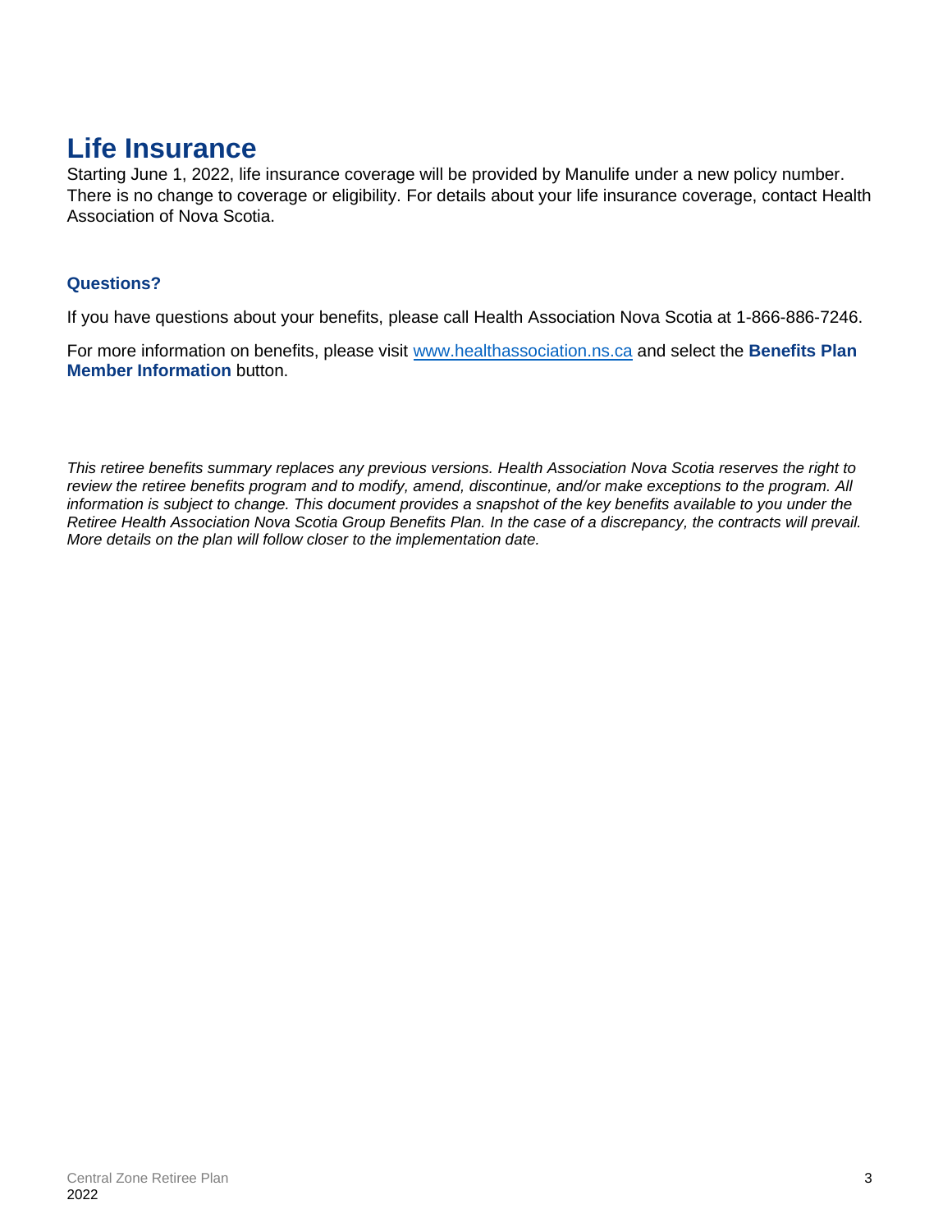# Life Insurance

Starting June 1, 2022, life insurance coverage will be provided by Manulife under a new policy number. There is no change to coverage or eligibility. For details about your life insurance coverage, contact Health Association of Nova Scotia.

### Questions?

If you have questions about your benefits, please call Health Association Nova Scotia at 1-866-886-7246.

For more information on benefits, please visit www.healthassociation.ns.ca and select the **Benefits Plan Member Information** button.

*This retiree benefits summary replaces any previous versions. Health Association Nova Scotia reserves the right to review the retiree benefits program and to modify, amend, discontinue, and/or make exceptions to the program. All information is subject to change. This document provides a snapshot of the key benefits available to you under the Retiree Health Association Nova Scotia Group Benefits Plan. In the case of a discrepancy, the contracts will prevail. More details on the plan will follow closer to the implementation date.*